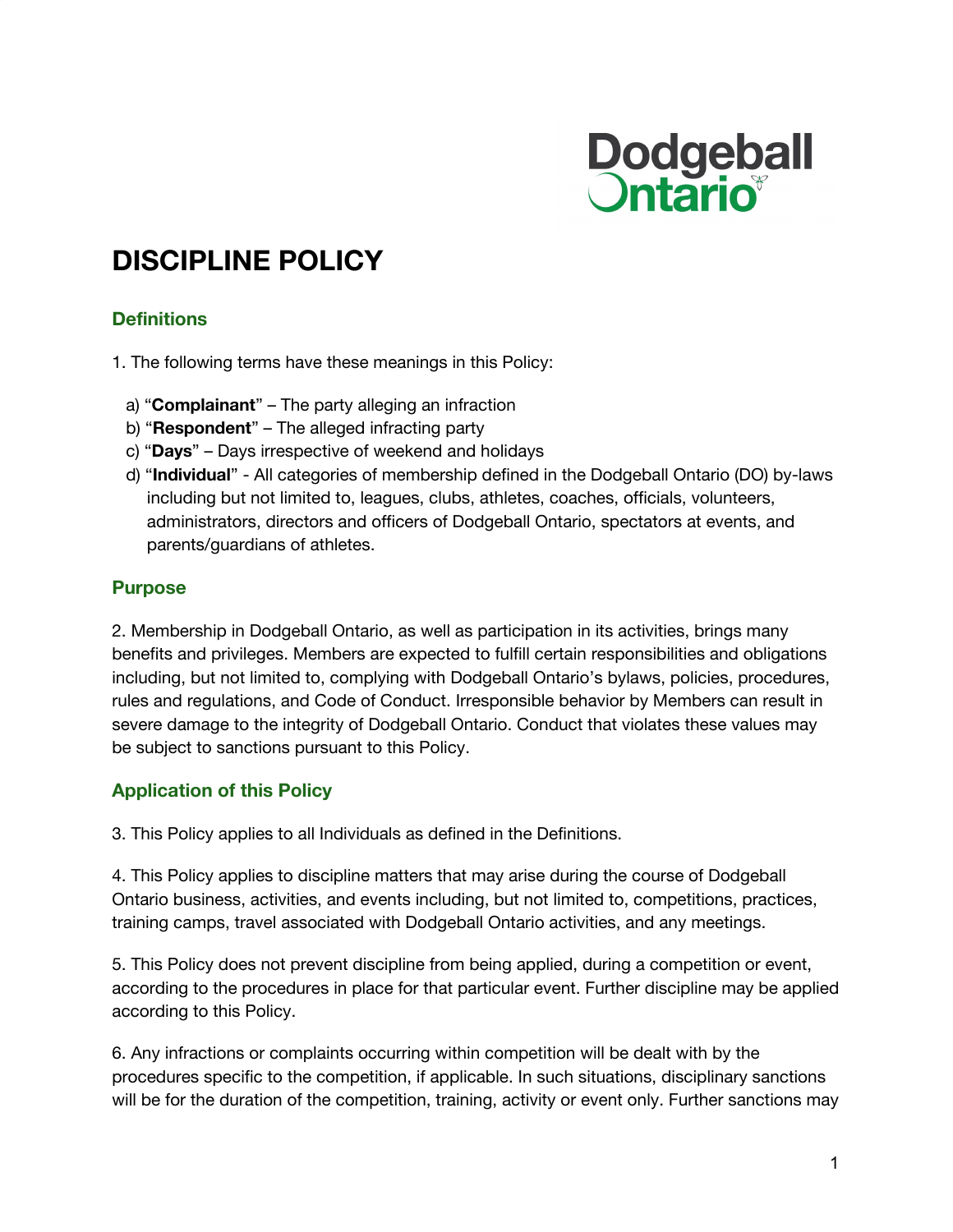# DISCIPLINE POLICY

## Definitions

1. The following terms have these meanings in this Policy:

   a) "**Complainant**" – The party alleging an infraction
   b) "**Respondent**" – The alleged infracting party
   c) "**Days**" – Days irrespective of weekend and holidays
   d) "**Individual**" - All categories of membership defined in the Dodgeball Ontario (DO) by-laws including but not limited to, leagues, clubs, athletes, coaches, officials, volunteers, administrators, directors and officers of Dodgeball Ontario, spectators at events, and parents/guardians of athletes.

## Purpose

2. Membership in Dodgeball Ontario, as well as participation in its activities, brings many benefits and privileges. Members are expected to fulfill certain responsibilities and obligations including, but not limited to, complying with Dodgeball Ontario's bylaws, policies, procedures, rules and regulations, and Code of Conduct. Irresponsible behavior by Members can result in severe damage to the integrity of Dodgeball Ontario. Conduct that violates these values may be subject to sanctions pursuant to this Policy.

## Application of this Policy

3. This Policy applies to all Individuals as defined in the Definitions.

4. This Policy applies to discipline matters that may arise during the course of Dodgeball Ontario business, activities, and events including, but not limited to, competitions, practices, training camps, travel associated with Dodgeball Ontario activities, and any meetings.

5. This Policy does not prevent discipline from being applied, during a competition or event, according to the procedures in place for that particular event. Further discipline may be applied according to this Policy.

6. Any infractions or complaints occurring within competition will be dealt with by the procedures specific to the competition, if applicable. In such situations, disciplinary sanctions will be for the duration of the competition, training, activity or event only. Further sanctions may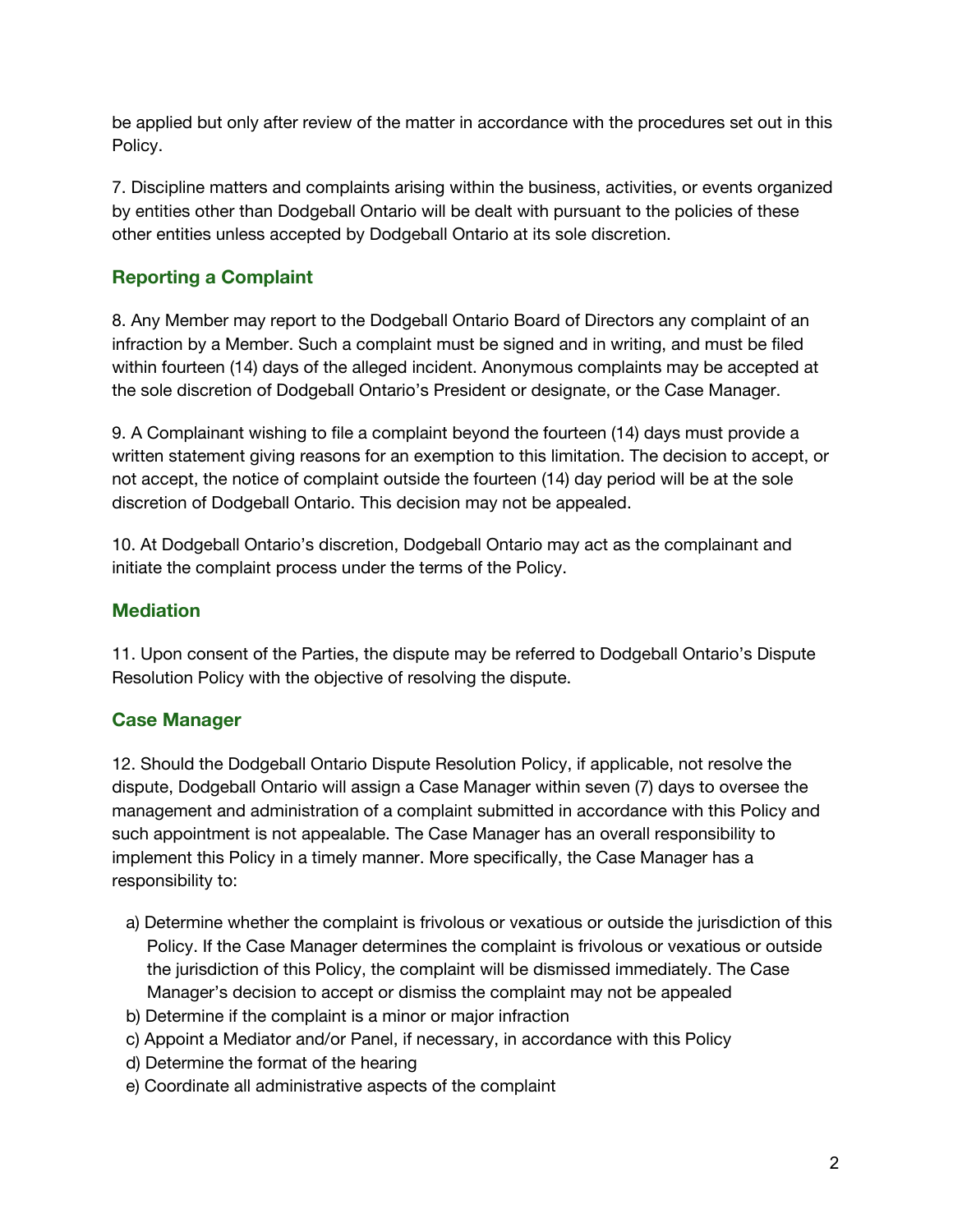be applied but only after review of the matter in accordance with the procedures set out in this Policy.

7. Discipline matters and complaints arising within the business, activities, or events organized by entities other than Dodgeball Ontario will be dealt with pursuant to the policies of these other entities unless accepted by Dodgeball Ontario at its sole discretion.

## Reporting a Complaint

8. Any Member may report to the Dodgeball Ontario Board of Directors any complaint of an infraction by a Member. Such a complaint must be signed and in writing, and must be filed within fourteen (14) days of the alleged incident. Anonymous complaints may be accepted at the sole discretion of Dodgeball Ontario's President or designate, or the Case Manager.

9. A Complainant wishing to file a complaint beyond the fourteen (14) days must provide a written statement giving reasons for an exemption to this limitation. The decision to accept, or not accept, the notice of complaint outside the fourteen (14) day period will be at the sole discretion of Dodgeball Ontario. This decision may not be appealed.

10. At Dodgeball Ontario's discretion, Dodgeball Ontario may act as the complainant and initiate the complaint process under the terms of the Policy.

## Mediation

11. Upon consent of the Parties, the dispute may be referred to Dodgeball Ontario's Dispute Resolution Policy with the objective of resolving the dispute.

## Case Manager

12. Should the Dodgeball Ontario Dispute Resolution Policy, if applicable, not resolve the dispute, Dodgeball Ontario will assign a Case Manager within seven (7) days to oversee the management and administration of a complaint submitted in accordance with this Policy and such appointment is not appealable. The Case Manager has an overall responsibility to implement this Policy in a timely manner. More specifically, the Case Manager has a responsibility to:

a) Determine whether the complaint is frivolous or vexatious or outside the jurisdiction of this Policy. If the Case Manager determines the complaint is frivolous or vexatious or outside the jurisdiction of this Policy, the complaint will be dismissed immediately. The Case Manager's decision to accept or dismiss the complaint may not be appealed

b) Determine if the complaint is a minor or major infraction

c) Appoint a Mediator and/or Panel, if necessary, in accordance with this Policy

d) Determine the format of the hearing

e) Coordinate all administrative aspects of the complaint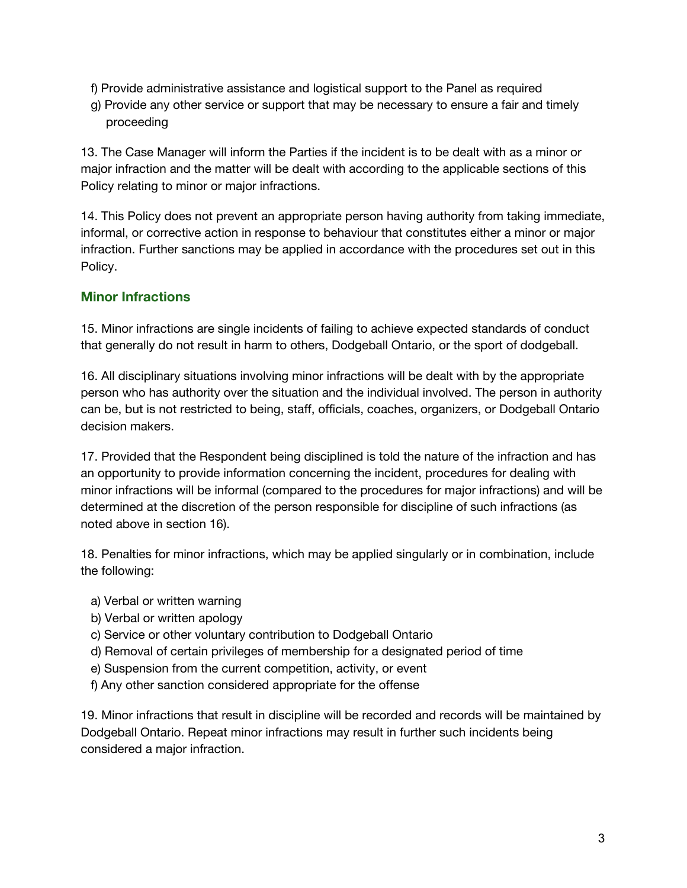f) Provide administrative assistance and logistical support to the Panel as required
g) Provide any other service or support that may be necessary to ensure a fair and timely proceeding

13. The Case Manager will inform the Parties if the incident is to be dealt with as a minor or major infraction and the matter will be dealt with according to the applicable sections of this Policy relating to minor or major infractions.

14. This Policy does not prevent an appropriate person having authority from taking immediate, informal, or corrective action in response to behaviour that constitutes either a minor or major infraction. Further sanctions may be applied in accordance with the procedures set out in this Policy.

## Minor Infractions

15. Minor infractions are single incidents of failing to achieve expected standards of conduct that generally do not result in harm to others, Dodgeball Ontario, or the sport of dodgeball.

16. All disciplinary situations involving minor infractions will be dealt with by the appropriate person who has authority over the situation and the individual involved. The person in authority can be, but is not restricted to being, staff, officials, coaches, organizers, or Dodgeball Ontario decision makers.

17. Provided that the Respondent being disciplined is told the nature of the infraction and has an opportunity to provide information concerning the incident, procedures for dealing with minor infractions will be informal (compared to the procedures for major infractions) and will be determined at the discretion of the person responsible for discipline of such infractions (as noted above in section 16).

18. Penalties for minor infractions, which may be applied singularly or in combination, include the following:

a) Verbal or written warning
b) Verbal or written apology
c) Service or other voluntary contribution to Dodgeball Ontario
d) Removal of certain privileges of membership for a designated period of time
e) Suspension from the current competition, activity, or event
f) Any other sanction considered appropriate for the offense

19. Minor infractions that result in discipline will be recorded and records will be maintained by Dodgeball Ontario. Repeat minor infractions may result in further such incidents being considered a major infraction.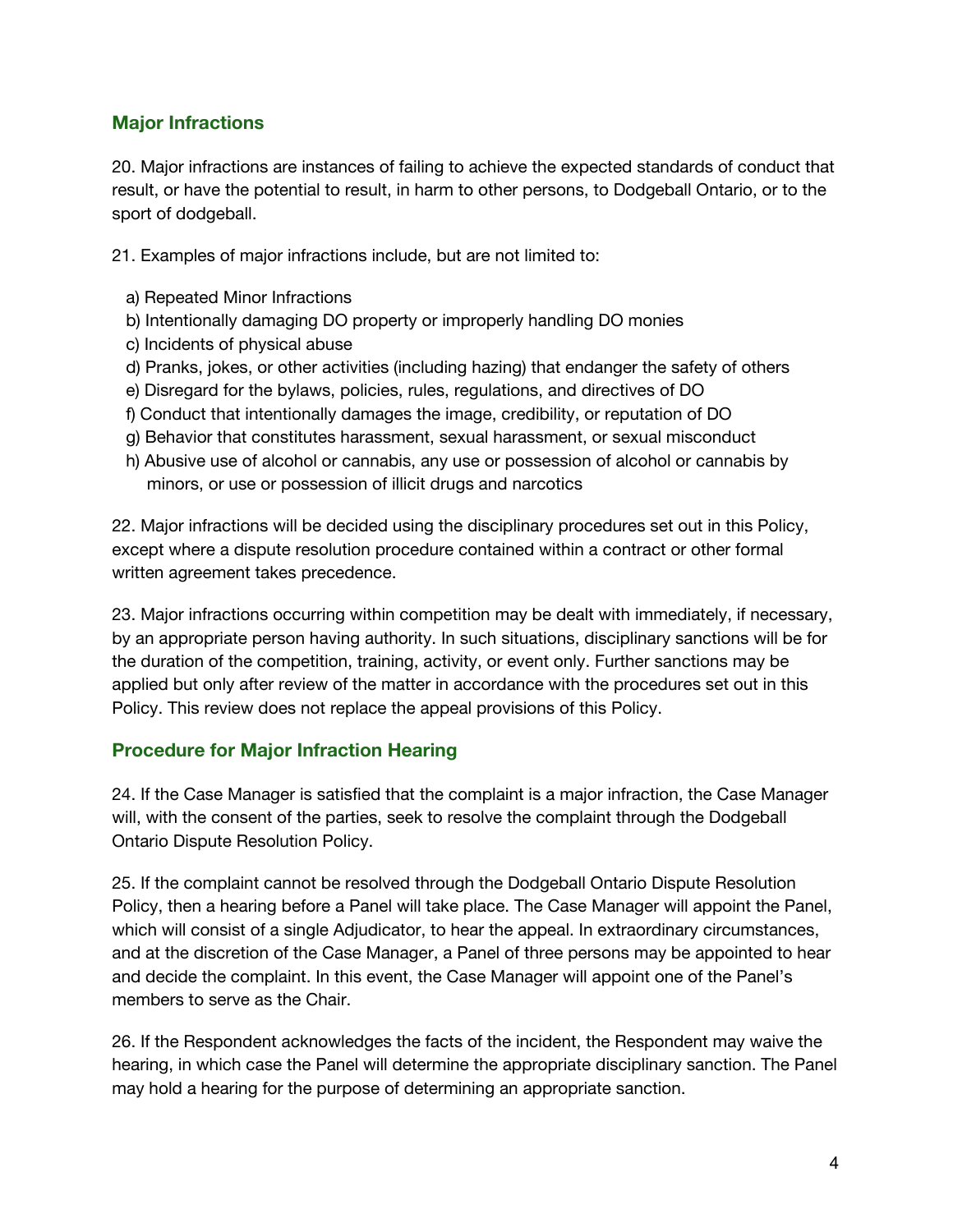## Major Infractions

20. Major infractions are instances of failing to achieve the expected standards of conduct that result, or have the potential to result, in harm to other persons, to Dodgeball Ontario, or to the sport of dodgeball.

21. Examples of major infractions include, but are not limited to:

a) Repeated Minor Infractions
b) Intentionally damaging DO property or improperly handling DO monies
c) Incidents of physical abuse
d) Pranks, jokes, or other activities (including hazing) that endanger the safety of others
e) Disregard for the bylaws, policies, rules, regulations, and directives of DO
f) Conduct that intentionally damages the image, credibility, or reputation of DO
g) Behavior that constitutes harassment, sexual harassment, or sexual misconduct
h) Abusive use of alcohol or cannabis, any use or possession of alcohol or cannabis by minors, or use or possession of illicit drugs and narcotics

22. Major infractions will be decided using the disciplinary procedures set out in this Policy, except where a dispute resolution procedure contained within a contract or other formal written agreement takes precedence.

23. Major infractions occurring within competition may be dealt with immediately, if necessary, by an appropriate person having authority. In such situations, disciplinary sanctions will be for the duration of the competition, training, activity, or event only. Further sanctions may be applied but only after review of the matter in accordance with the procedures set out in this Policy. This review does not replace the appeal provisions of this Policy.

## Procedure for Major Infraction Hearing

24. If the Case Manager is satisfied that the complaint is a major infraction, the Case Manager will, with the consent of the parties, seek to resolve the complaint through the Dodgeball Ontario Dispute Resolution Policy.

25. If the complaint cannot be resolved through the Dodgeball Ontario Dispute Resolution Policy, then a hearing before a Panel will take place. The Case Manager will appoint the Panel, which will consist of a single Adjudicator, to hear the appeal. In extraordinary circumstances, and at the discretion of the Case Manager, a Panel of three persons may be appointed to hear and decide the complaint. In this event, the Case Manager will appoint one of the Panel's members to serve as the Chair.

26. If the Respondent acknowledges the facts of the incident, the Respondent may waive the hearing, in which case the Panel will determine the appropriate disciplinary sanction. The Panel may hold a hearing for the purpose of determining an appropriate sanction.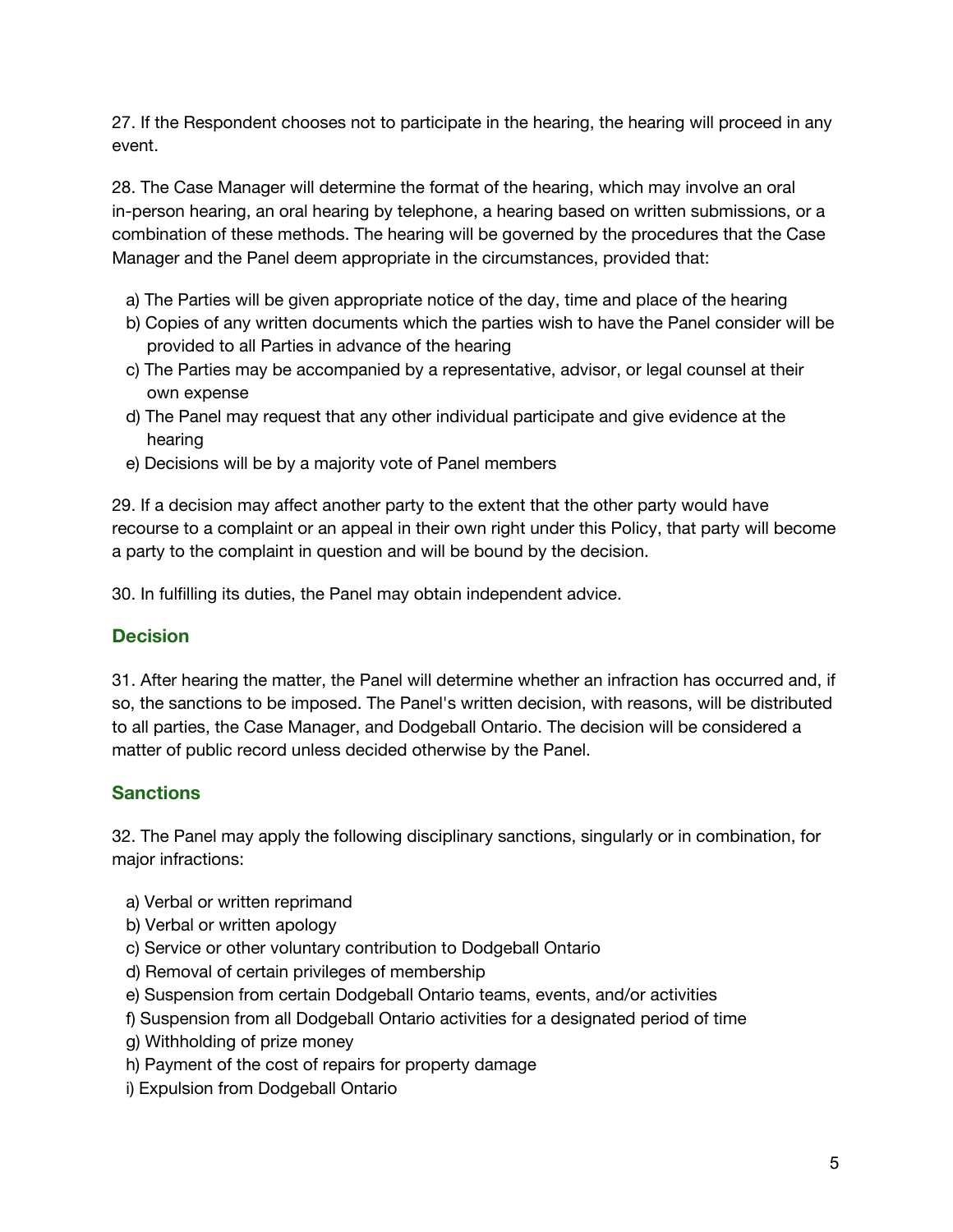27. If the Respondent chooses not to participate in the hearing, the hearing will proceed in any event.

28. The Case Manager will determine the format of the hearing, which may involve an oral in-person hearing, an oral hearing by telephone, a hearing based on written submissions, or a combination of these methods. The hearing will be governed by the procedures that the Case Manager and the Panel deem appropriate in the circumstances, provided that:

a) The Parties will be given appropriate notice of the day, time and place of the hearing
b) Copies of any written documents which the parties wish to have the Panel consider will be provided to all Parties in advance of the hearing
c) The Parties may be accompanied by a representative, advisor, or legal counsel at their own expense
d) The Panel may request that any other individual participate and give evidence at the hearing
e) Decisions will be by a majority vote of Panel members

29. If a decision may affect another party to the extent that the other party would have recourse to a complaint or an appeal in their own right under this Policy, that party will become a party to the complaint in question and will be bound by the decision.

30. In fulfilling its duties, the Panel may obtain independent advice.

## Decision

31. After hearing the matter, the Panel will determine whether an infraction has occurred and, if so, the sanctions to be imposed. The Panel's written decision, with reasons, will be distributed to all parties, the Case Manager, and Dodgeball Ontario. The decision will be considered a matter of public record unless decided otherwise by the Panel.

## Sanctions

32. The Panel may apply the following disciplinary sanctions, singularly or in combination, for major infractions:

a) Verbal or written reprimand
b) Verbal or written apology
c) Service or other voluntary contribution to Dodgeball Ontario
d) Removal of certain privileges of membership
e) Suspension from certain Dodgeball Ontario teams, events, and/or activities
f) Suspension from all Dodgeball Ontario activities for a designated period of time
g) Withholding of prize money
h) Payment of the cost of repairs for property damage
i) Expulsion from Dodgeball Ontario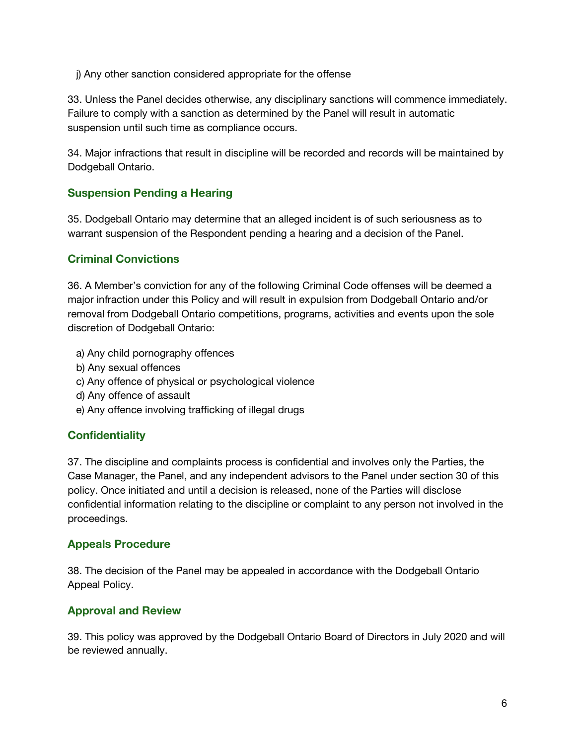j) Any other sanction considered appropriate for the offense

33. Unless the Panel decides otherwise, any disciplinary sanctions will commence immediately. Failure to comply with a sanction as determined by the Panel will result in automatic suspension until such time as compliance occurs.

34. Major infractions that result in discipline will be recorded and records will be maintained by Dodgeball Ontario.

## Suspension Pending a Hearing

35. Dodgeball Ontario may determine that an alleged incident is of such seriousness as to warrant suspension of the Respondent pending a hearing and a decision of the Panel.

## Criminal Convictions

36. A Member's conviction for any of the following Criminal Code offenses will be deemed a major infraction under this Policy and will result in expulsion from Dodgeball Ontario and/or removal from Dodgeball Ontario competitions, programs, activities and events upon the sole discretion of Dodgeball Ontario:

a) Any child pornography offences
b) Any sexual offences
c) Any offence of physical or psychological violence
d) Any offence of assault
e) Any offence involving trafficking of illegal drugs

## Confidentiality

37. The discipline and complaints process is confidential and involves only the Parties, the Case Manager, the Panel, and any independent advisors to the Panel under section 30 of this policy. Once initiated and until a decision is released, none of the Parties will disclose confidential information relating to the discipline or complaint to any person not involved in the proceedings.

## Appeals Procedure

38. The decision of the Panel may be appealed in accordance with the Dodgeball Ontario Appeal Policy.

## Approval and Review

39. This policy was approved by the Dodgeball Ontario Board of Directors in July 2020 and will be reviewed annually.